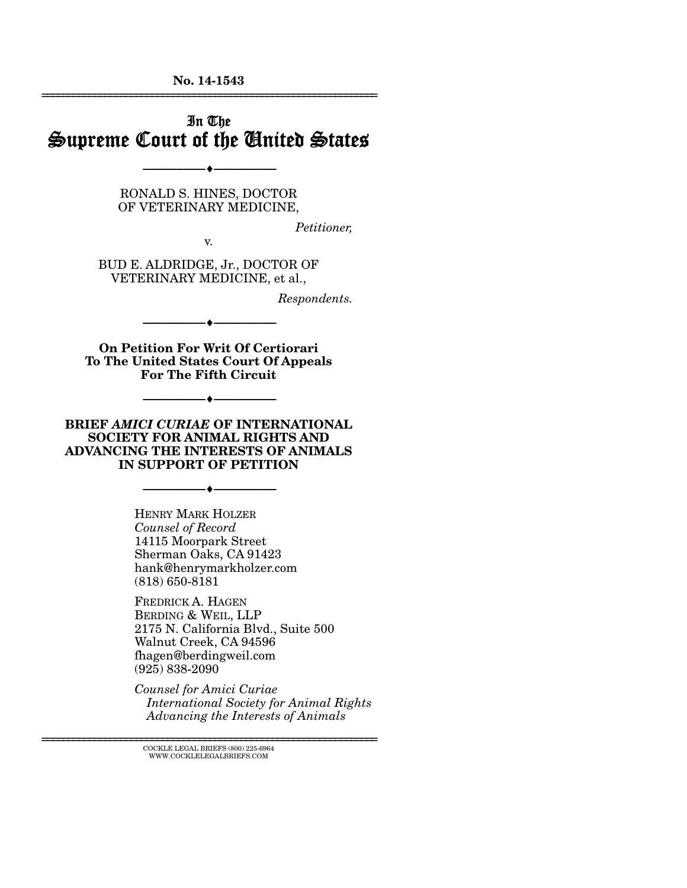**No. 14-1543**

---

# In The Supreme Court of the United States

---

RONALD S. HINES, DOCTOR OF VETERINARY MEDICINE,

*Petitioner,*

v.

BUD E. ALDRIDGE, Jr., DOCTOR OF VETERINARY MEDICINE, et al.,

*Respondents.*

---

**On Petition For Writ Of Certiorari To The United States Court Of Appeals For The Fifth Circuit**

---

**BRIEF *AMICI CURIAE* OF INTERNATIONAL SOCIETY FOR ANIMAL RIGHTS AND ADVANCING THE INTERESTS OF ANIMALS IN SUPPORT OF PETITION**

---

HENRY MARK HOLZER
*Counsel of Record*
14115 Moorpark Street
Sherman Oaks, CA 91423
hank@henrymarkholzer.com
(818) 650-8181

FREDRICK A. HAGEN
BERDING & WEIL, LLP
2175 N. California Blvd., Suite 500
Walnut Creek, CA 94596
fhagen@berdingweil.com
(925) 838-2090

*Counsel for Amici Curiae*
*International Society for Animal Rights*
*Advancing the Interests of Animals*

---

COCKLE LEGAL BRIEFS (800) 225-6964
WWW.COCKLELEGALBRIEFS.COM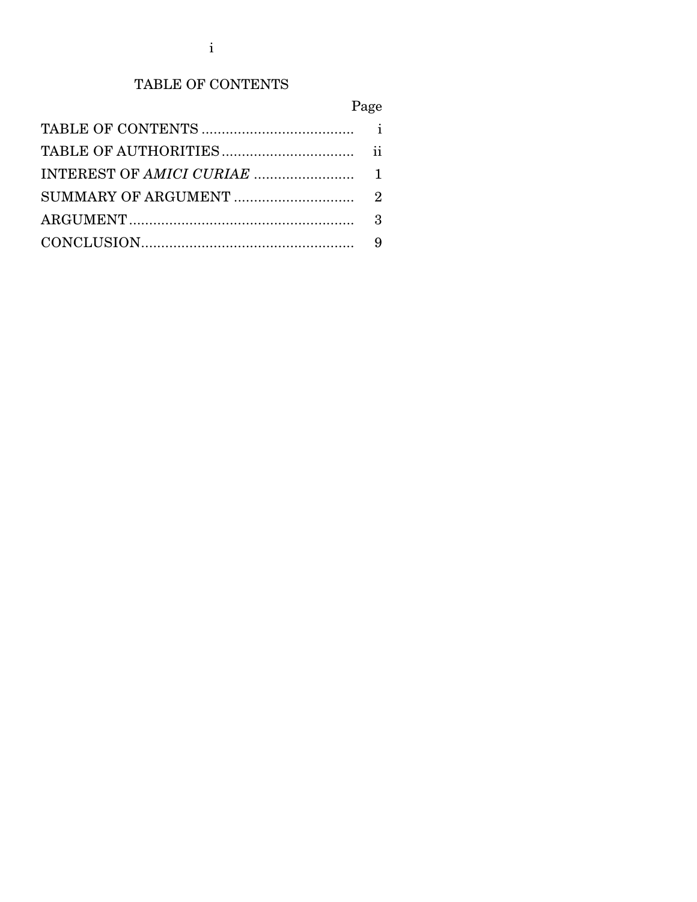## TABLE OF CONTENTS

| | Page |
|---|---|
| TABLE OF CONTENTS | i |
| TABLE OF AUTHORITIES | ii |
| INTEREST OF *AMICI CURIAE* | 1 |
| SUMMARY OF ARGUMENT | 2 |
| ARGUMENT | 3 |
| CONCLUSION | 9 |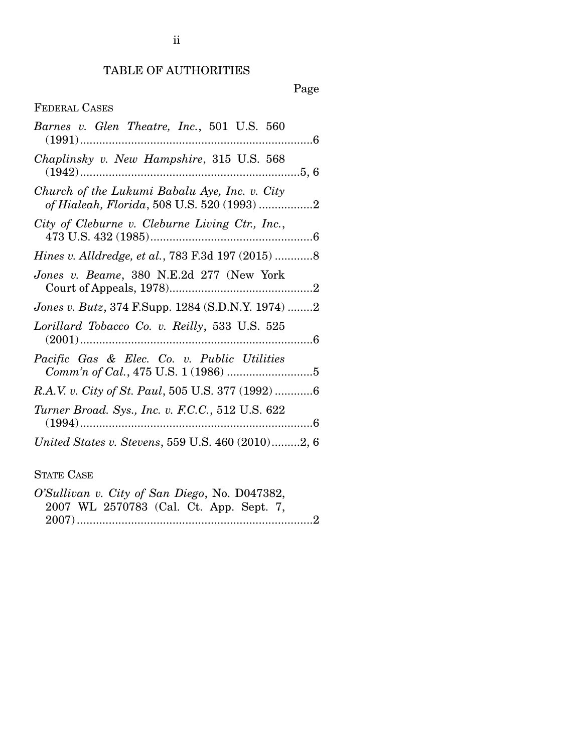# TABLE OF AUTHORITIES

Page

## FEDERAL CASES

*Barnes v. Glen Theatre, Inc.*, 501 U.S. 560 (1991)........................................................................6

*Chaplinsky v. New Hampshire*, 315 U.S. 568 (1942)....................................................................5, 6

*Church of the Lukumi Babalu Aye, Inc. v. City of Hialeah, Florida*, 508 U.S. 520 (1993) .................2

*City of Cleburne v. Cleburne Living Ctr., Inc.*, 473 U.S. 432 (1985)..................................................6

*Hines v. Alldredge, et al.*, 783 F.3d 197 (2015) ............8

*Jones v. Beame*, 380 N.E.2d 277 (New York Court of Appeals, 1978)............................................2

*Jones v. Butz*, 374 F.Supp. 1284 (S.D.N.Y. 1974) ........2

*Lorillard Tobacco Co. v. Reilly*, 533 U.S. 525 (2001)........................................................................6

*Pacific Gas & Elec. Co. v. Public Utilities Comm'n of Cal.*, 475 U.S. 1 (1986) ..........................5

*R.A.V. v. City of St. Paul*, 505 U.S. 377 (1992) ............6

*Turner Broad. Sys., Inc. v. F.C.C.*, 512 U.S. 622 (1994)........................................................................6

*United States v. Stevens*, 559 U.S. 460 (2010).........2, 6

## STATE CASE

*O'Sullivan v. City of San Diego*, No. D047382, 2007 WL 2570783 (Cal. Ct. App. Sept. 7, 2007)........................................................................2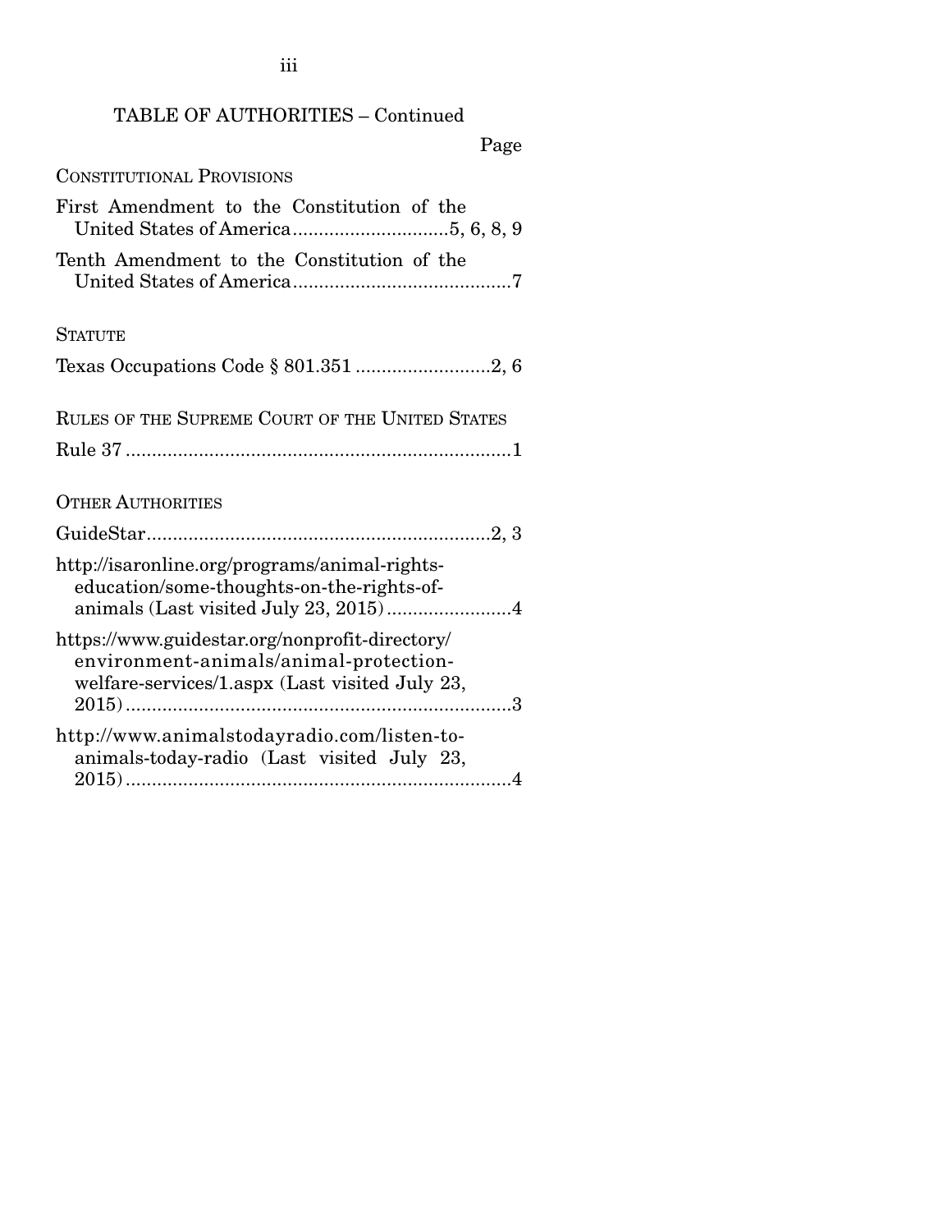## TABLE OF AUTHORITIES – Continued

Page

### CONSTITUTIONAL PROVISIONS

First Amendment to the Constitution of the United States of America..............................5, 6, 8, 9

Tenth Amendment to the Constitution of the United States of America..........................................7

### STATUTE

Texas Occupations Code § 801.351 ..........................2, 6

### RULES OF THE SUPREME COURT OF THE UNITED STATES

Rule 37 ..........................................................................1

### OTHER AUTHORITIES

GuideStar..................................................................2, 3

http://isaronline.org/programs/animal-rights-education/some-thoughts-on-the-rights-of-animals (Last visited July 23, 2015)........................4

https://www.guidestar.org/nonprofit-directory/environment-animals/animal-protection-welfare-services/1.aspx (Last visited July 23, 2015)..........................................................................3

http://www.animalstodayradio.com/listen-to-animals-today-radio (Last visited July 23, 2015)..........................................................................4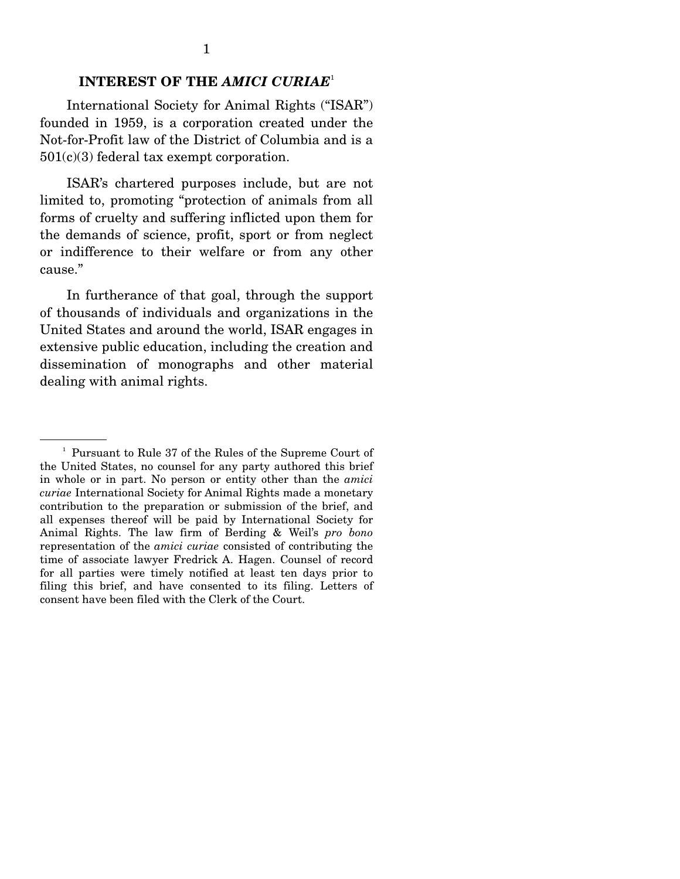## INTEREST OF THE *AMICI CURIAE*[1]

International Society for Animal Rights ("ISAR") founded in 1959, is a corporation created under the Not-for-Profit law of the District of Columbia and is a 501(c)(3) federal tax exempt corporation.

ISAR's chartered purposes include, but are not limited to, promoting "protection of animals from all forms of cruelty and suffering inflicted upon them for the demands of science, profit, sport or from neglect or indifference to their welfare or from any other cause."

In furtherance of that goal, through the support of thousands of individuals and organizations in the United States and around the world, ISAR engages in extensive public education, including the creation and dissemination of monographs and other material dealing with animal rights.

---

[1] Pursuant to Rule 37 of the Rules of the Supreme Court of the United States, no counsel for any party authored this brief in whole or in part. No person or entity other than the *amici curiae* International Society for Animal Rights made a monetary contribution to the preparation or submission of the brief, and all expenses thereof will be paid by International Society for Animal Rights. The law firm of Berding & Weil's *pro bono* representation of the *amici curiae* consisted of contributing the time of associate lawyer Fredrick A. Hagen. Counsel of record for all parties were timely notified at least ten days prior to filing this brief, and have consented to its filing. Letters of consent have been filed with the Clerk of the Court.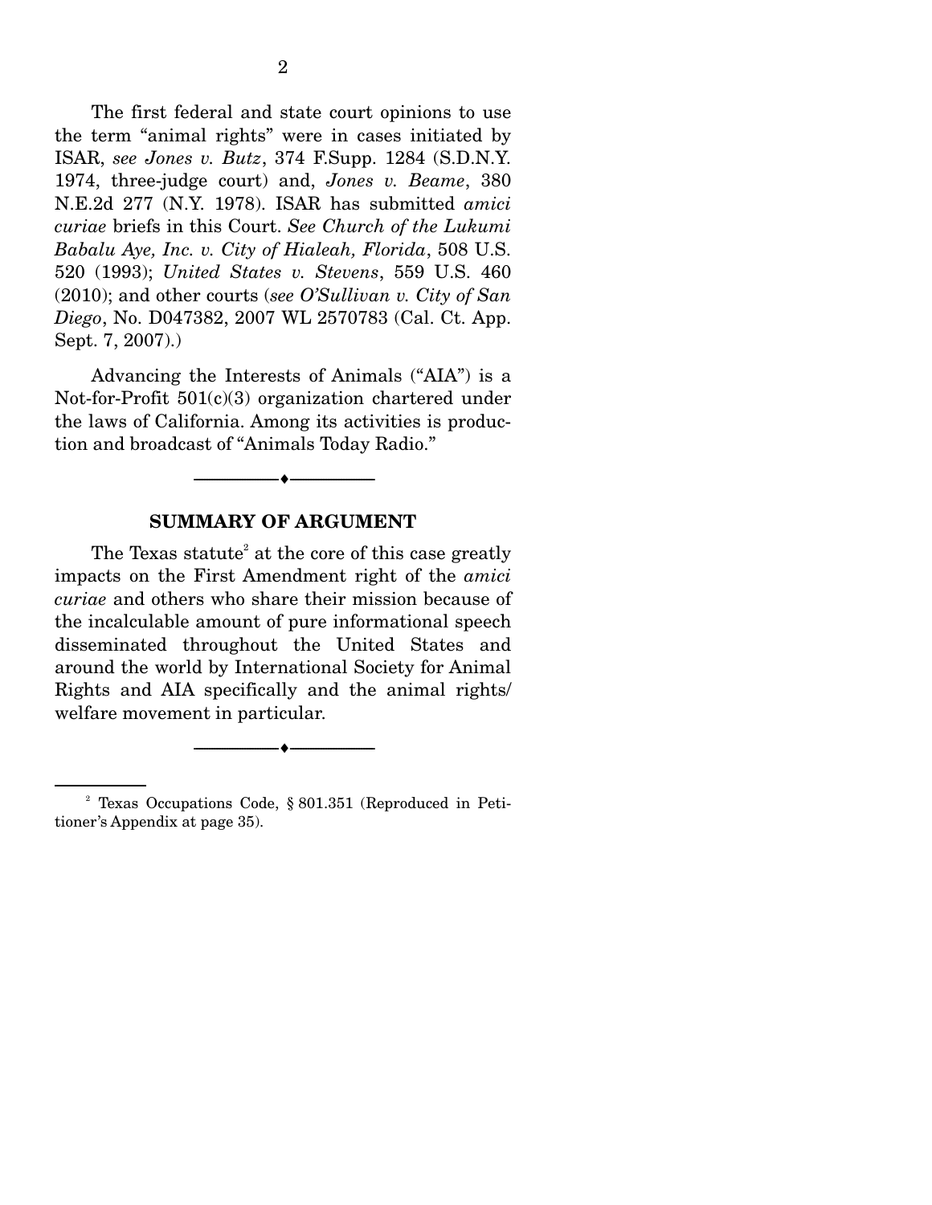The first federal and state court opinions to use the term "animal rights" were in cases initiated by ISAR, *see Jones v. Butz*, 374 F.Supp. 1284 (S.D.N.Y. 1974, three-judge court) and, *Jones v. Beame*, 380 N.E.2d 277 (N.Y. 1978). ISAR has submitted *amici curiae* briefs in this Court. *See Church of the Lukumi Babalu Aye, Inc. v. City of Hialeah, Florida*, 508 U.S. 520 (1993); *United States v. Stevens*, 559 U.S. 460 (2010); and other courts (*see O'Sullivan v. City of San Diego*, No. D047382, 2007 WL 2570783 (Cal. Ct. App. Sept. 7, 2007).)

Advancing the Interests of Animals ("AIA") is a Not-for-Profit 501(c)(3) organization chartered under the laws of California. Among its activities is production and broadcast of "Animals Today Radio."

---

## SUMMARY OF ARGUMENT

The Texas statute[2] at the core of this case greatly impacts on the First Amendment right of the *amici curiae* and others who share their mission because of the incalculable amount of pure informational speech disseminated throughout the United States and around the world by International Society for Animal Rights and AIA specifically and the animal rights/welfare movement in particular.

---

[2] Texas Occupations Code, § 801.351 (Reproduced in Petitioner's Appendix at page 35).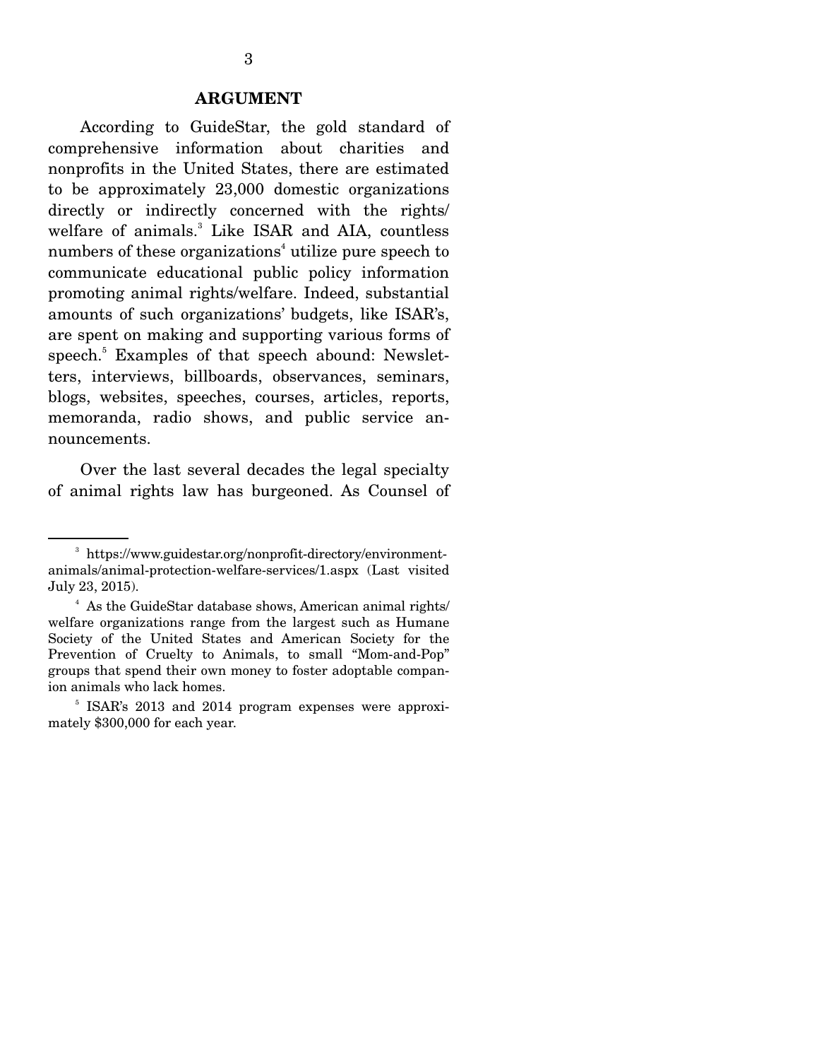## ARGUMENT

According to GuideStar, the gold standard of comprehensive information about charities and nonprofits in the United States, there are estimated to be approximately 23,000 domestic organizations directly or indirectly concerned with the rights/welfare of animals.[3] Like ISAR and AIA, countless numbers of these organizations[4] utilize pure speech to communicate educational public policy information promoting animal rights/welfare. Indeed, substantial amounts of such organizations' budgets, like ISAR's, are spent on making and supporting various forms of speech.[5] Examples of that speech abound: Newsletters, interviews, billboards, observances, seminars, blogs, websites, speeches, courses, articles, reports, memoranda, radio shows, and public service announcements.

Over the last several decades the legal specialty of animal rights law has burgeoned. As Counsel of

---

[3] https://www.guidestar.org/nonprofit-directory/environment-animals/animal-protection-welfare-services/1.aspx (Last visited July 23, 2015).

[4] As the GuideStar database shows, American animal rights/welfare organizations range from the largest such as Humane Society of the United States and American Society for the Prevention of Cruelty to Animals, to small "Mom-and-Pop" groups that spend their own money to foster adoptable companion animals who lack homes.

[5] ISAR's 2013 and 2014 program expenses were approximately $300,000 for each year.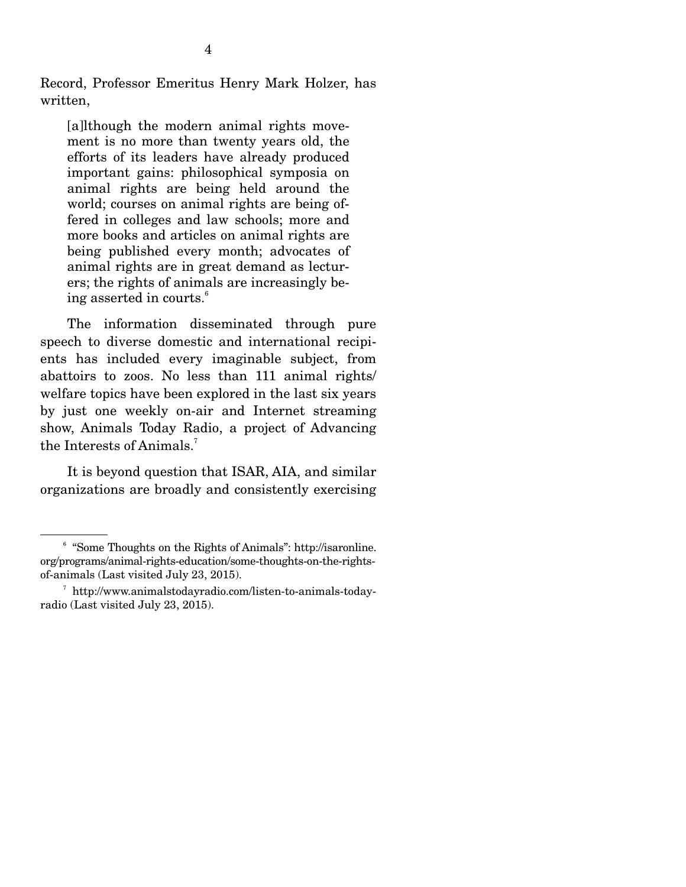Record, Professor Emeritus Henry Mark Holzer, has written,

> [a]lthough the modern animal rights movement is no more than twenty years old, the efforts of its leaders have already produced important gains: philosophical symposia on animal rights are being held around the world; courses on animal rights are being offered in colleges and law schools; more and more books and articles on animal rights are being published every month; advocates of animal rights are in great demand as lecturers; the rights of animals are increasingly being asserted in courts.[6]

The information disseminated through pure speech to diverse domestic and international recipients has included every imaginable subject, from abattoirs to zoos. No less than 111 animal rights/ welfare topics have been explored in the last six years by just one weekly on-air and Internet streaming show, Animals Today Radio, a project of Advancing the Interests of Animals.[7]

It is beyond question that ISAR, AIA, and similar organizations are broadly and consistently exercising

---

[6] "Some Thoughts on the Rights of Animals": http://isaronline.org/programs/animal-rights-education/some-thoughts-on-the-rights-of-animals (Last visited July 23, 2015).

[7] http://www.animalstodayradio.com/listen-to-animals-today-radio (Last visited July 23, 2015).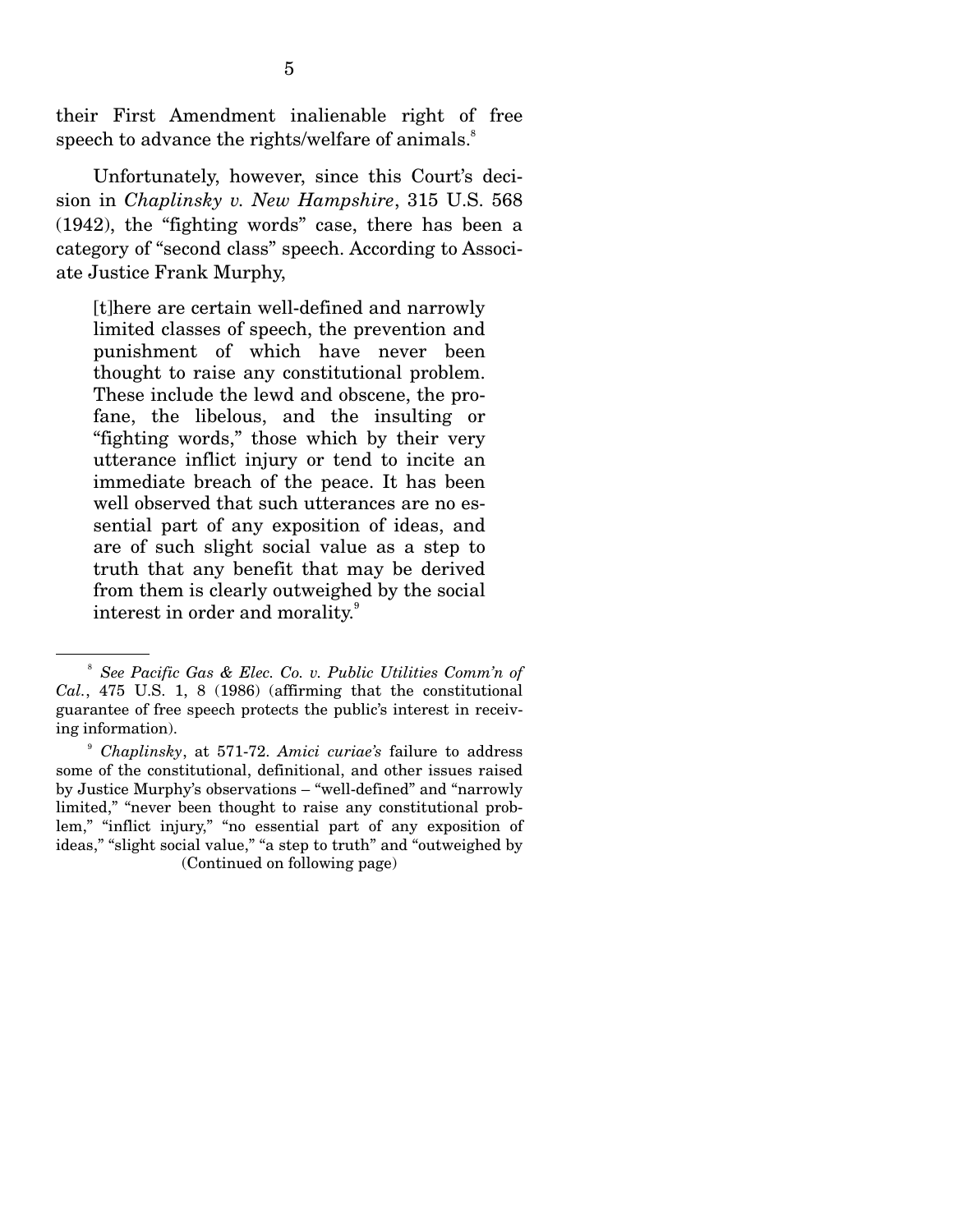their First Amendment inalienable right of free speech to advance the rights/welfare of animals.[8]

Unfortunately, however, since this Court's decision in *Chaplinsky v. New Hampshire*, 315 U.S. 568 (1942), the "fighting words" case, there has been a category of "second class" speech. According to Associate Justice Frank Murphy,

> [t]here are certain well-defined and narrowly limited classes of speech, the prevention and punishment of which have never been thought to raise any constitutional problem. These include the lewd and obscene, the profane, the libelous, and the insulting or "fighting words," those which by their very utterance inflict injury or tend to incite an immediate breach of the peace. It has been well observed that such utterances are no essential part of any exposition of ideas, and are of such slight social value as a step to truth that any benefit that may be derived from them is clearly outweighed by the social interest in order and morality.[9]

---

[8] *See Pacific Gas & Elec. Co. v. Public Utilities Comm'n of Cal.*, 475 U.S. 1, 8 (1986) (affirming that the constitutional guarantee of free speech protects the public's interest in receiving information).

[9] *Chaplinsky*, at 571-72. *Amici curiae's* failure to address some of the constitutional, definitional, and other issues raised by Justice Murphy's observations – "well-defined" and "narrowly limited," "never been thought to raise any constitutional problem," "inflict injury," "no essential part of any exposition of ideas," "slight social value," "a step to truth" and "outweighed by

(Continued on following page)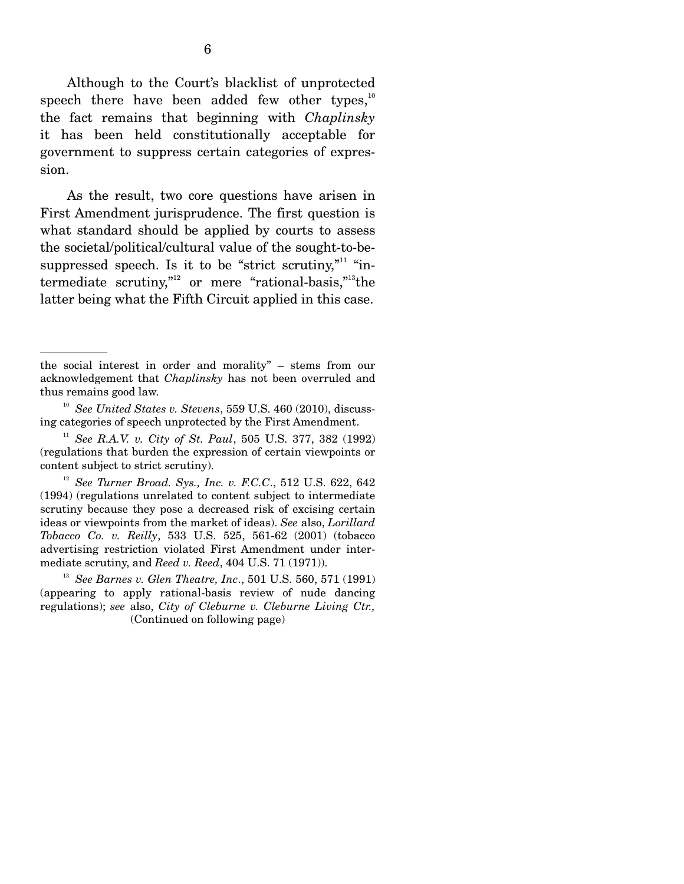Although to the Court's blacklist of unprotected speech there have been added few other types,[10] the fact remains that beginning with *Chaplinsky* it has been held constitutionally acceptable for government to suppress certain categories of expression.

As the result, two core questions have arisen in First Amendment jurisprudence. The first question is what standard should be applied by courts to assess the societal/political/cultural value of the sought-to-be-suppressed speech. Is it to be "strict scrutiny,"[11] "intermediate scrutiny,"[12] or mere "rational-basis,"[13] the latter being what the Fifth Circuit applied in this case.

---

the social interest in order and morality" – stems from our acknowledgement that *Chaplinsky* has not been overruled and thus remains good law.

[10] *See United States v. Stevens*, 559 U.S. 460 (2010), discussing categories of speech unprotected by the First Amendment.

[11] *See R.A.V. v. City of St. Paul*, 505 U.S. 377, 382 (1992) (regulations that burden the expression of certain viewpoints or content subject to strict scrutiny).

[12] *See Turner Broad. Sys., Inc. v. F.C.C.*, 512 U.S. 622, 642 (1994) (regulations unrelated to content subject to intermediate scrutiny because they pose a decreased risk of excising certain ideas or viewpoints from the market of ideas). *See* also, *Lorillard Tobacco Co. v. Reilly*, 533 U.S. 525, 561-62 (2001) (tobacco advertising restriction violated First Amendment under intermediate scrutiny, and *Reed v. Reed*, 404 U.S. 71 (1971)).

[13] *See Barnes v. Glen Theatre, Inc.*, 501 U.S. 560, 571 (1991) (appearing to apply rational-basis review of nude dancing regulations); *see* also, *City of Cleburne v. Cleburne Living Ctr.,*

(Continued on following page)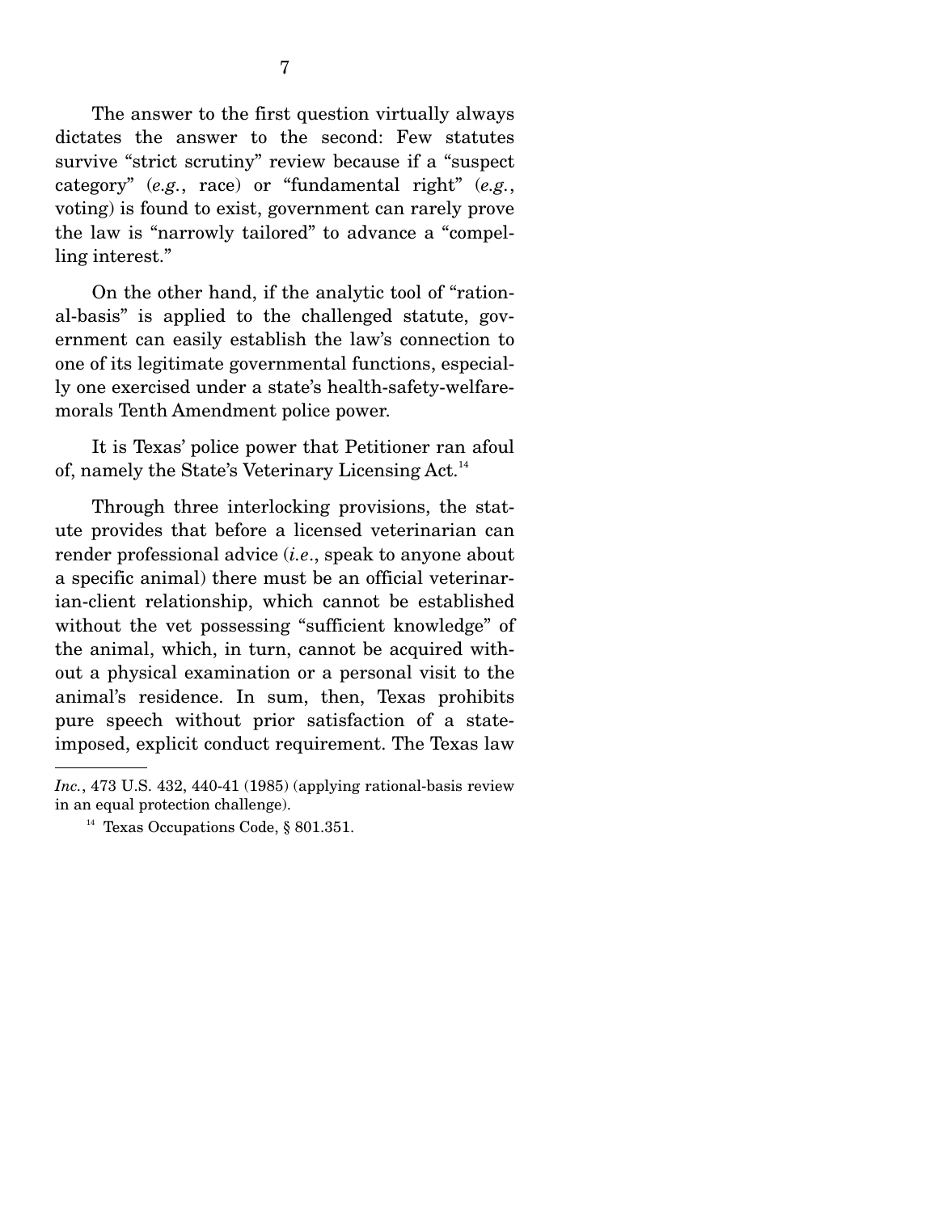The answer to the first question virtually always dictates the answer to the second: Few statutes survive "strict scrutiny" review because if a "suspect category" (*e.g.*, race) or "fundamental right" (*e.g.*, voting) is found to exist, government can rarely prove the law is "narrowly tailored" to advance a "compelling interest."

On the other hand, if the analytic tool of "rational-basis" is applied to the challenged statute, government can easily establish the law's connection to one of its legitimate governmental functions, especially one exercised under a state's health-safety-welfare-morals Tenth Amendment police power.

It is Texas' police power that Petitioner ran afoul of, namely the State's Veterinary Licensing Act.[14]

Through three interlocking provisions, the statute provides that before a licensed veterinarian can render professional advice (*i.e.*, speak to anyone about a specific animal) there must be an official veterinarian-client relationship, which cannot be established without the vet possessing "sufficient knowledge" of the animal, which, in turn, cannot be acquired without a physical examination or a personal visit to the animal's residence. In sum, then, Texas prohibits pure speech without prior satisfaction of a state-imposed, explicit conduct requirement. The Texas law

---

*Inc.*, 473 U.S. 432, 440-41 (1985) (applying rational-basis review in an equal protection challenge).

[14] Texas Occupations Code, § 801.351.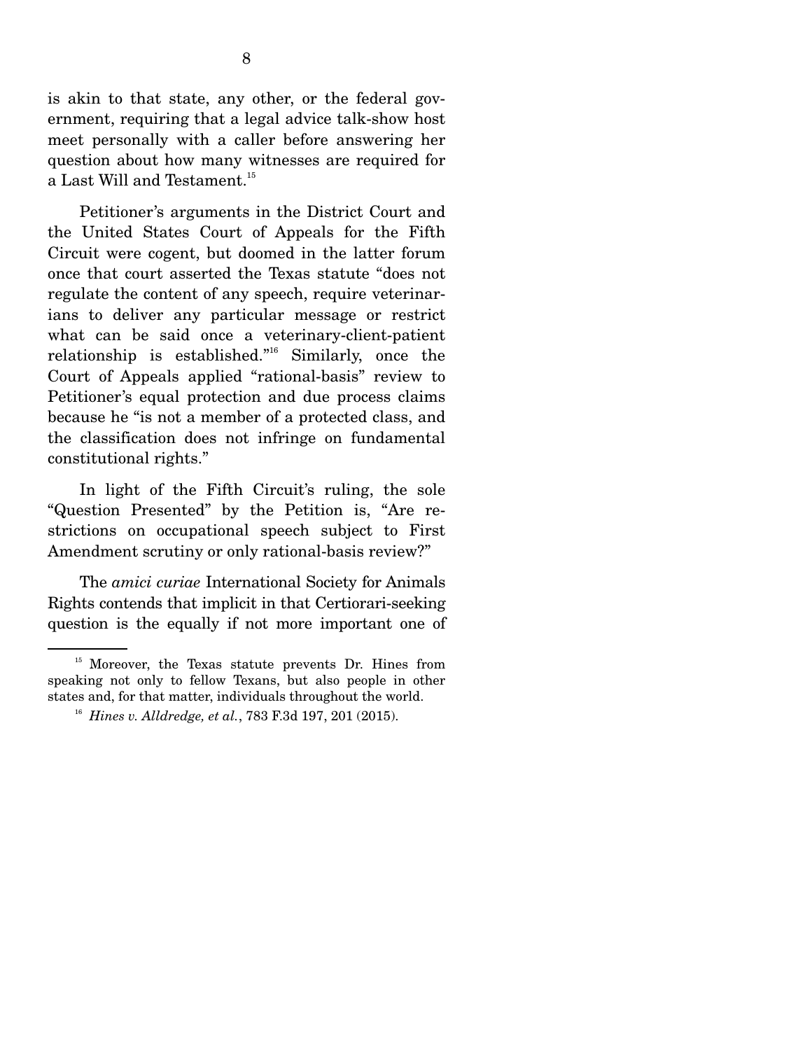is akin to that state, any other, or the federal government, requiring that a legal advice talk-show host meet personally with a caller before answering her question about how many witnesses are required for a Last Will and Testament.[15]

Petitioner's arguments in the District Court and the United States Court of Appeals for the Fifth Circuit were cogent, but doomed in the latter forum once that court asserted the Texas statute "does not regulate the content of any speech, require veterinarians to deliver any particular message or restrict what can be said once a veterinary-client-patient relationship is established."[16] Similarly, once the Court of Appeals applied "rational-basis" review to Petitioner's equal protection and due process claims because he "is not a member of a protected class, and the classification does not infringe on fundamental constitutional rights."

In light of the Fifth Circuit's ruling, the sole "Question Presented" by the Petition is, "Are restrictions on occupational speech subject to First Amendment scrutiny or only rational-basis review?"

The *amici curiae* International Society for Animals Rights contends that implicit in that Certiorari-seeking question is the equally if not more important one of

---

[15] Moreover, the Texas statute prevents Dr. Hines from speaking not only to fellow Texans, but also people in other states and, for that matter, individuals throughout the world.

[16] *Hines v. Alldredge, et al.*, 783 F.3d 197, 201 (2015).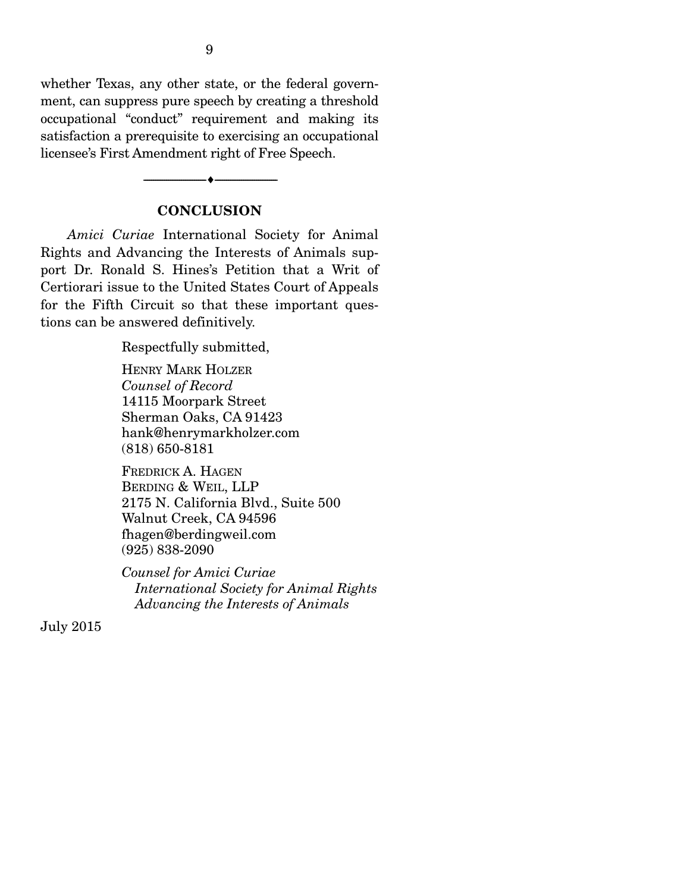whether Texas, any other state, or the federal government, can suppress pure speech by creating a threshold occupational "conduct" requirement and making its satisfaction a prerequisite to exercising an occupational licensee's First Amendment right of Free Speech.

---

## CONCLUSION

*Amici Curiae* International Society for Animal Rights and Advancing the Interests of Animals support Dr. Ronald S. Hines's Petition that a Writ of Certiorari issue to the United States Court of Appeals for the Fifth Circuit so that these important questions can be answered definitively.

Respectfully submitted,

HENRY MARK HOLZER
*Counsel of Record*
14115 Moorpark Street
Sherman Oaks, CA 91423
hank@henrymarkholzer.com
(818) 650-8181

FREDRICK A. HAGEN
BERDING & WEIL, LLP
2175 N. California Blvd., Suite 500
Walnut Creek, CA 94596
fhagen@berdingweil.com
(925) 838-2090

*Counsel for Amici Curiae*
*International Society for Animal Rights*
*Advancing the Interests of Animals*

July 2015